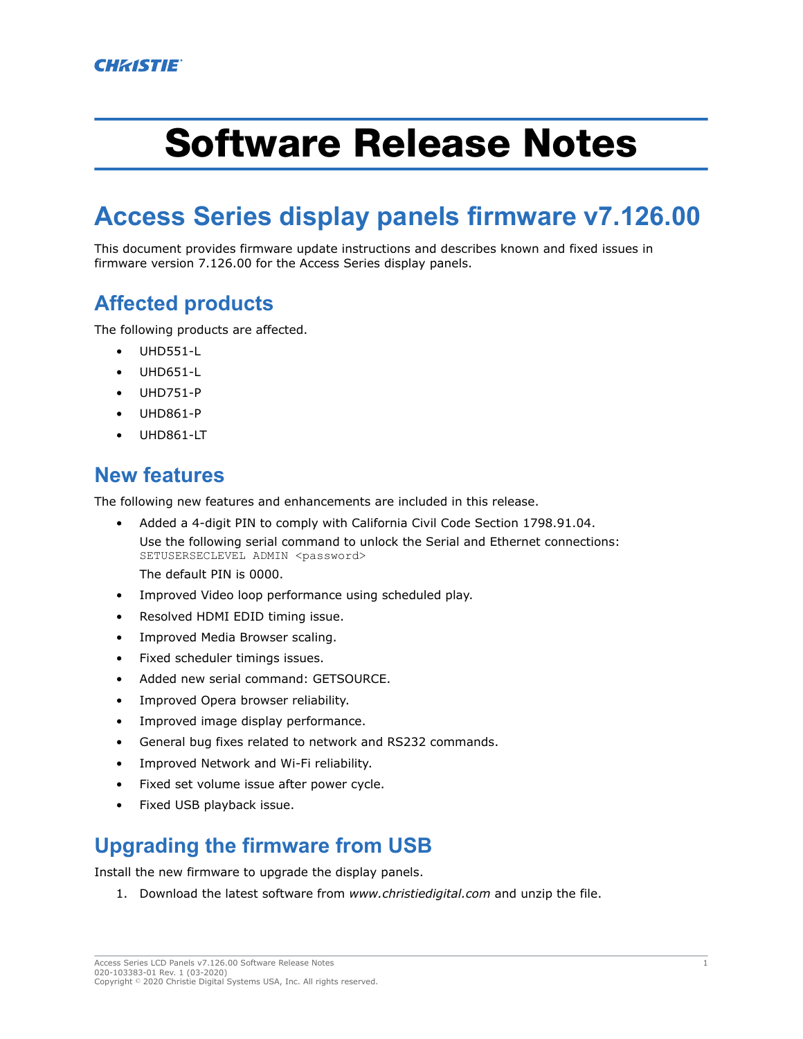CHRISTIE

# Software Release Notes

## Access Series display panels firmware v7.126.00

This document provides firmware update instructions and describes known and fixed issues in firmware version 7.126.00 for the Access Series display panels.

### Affected products

The following products are affected.

- UHD551-L
- UHD651-L
- UHD751-P
- UHD861-P
- UHD861-LT

### New features

The following new features and enhancements are included in this release.

- Added a 4-digit PIN to comply with California Civil Code Section 1798.91.04.
  Use the following serial command to unlock the Serial and Ethernet connections:
  `SETUSERSECLEVEL ADMIN <password>`
  The default PIN is 0000.
- Improved Video loop performance using scheduled play.
- Resolved HDMI EDID timing issue.
- Improved Media Browser scaling.
- Fixed scheduler timings issues.
- Added new serial command: GETSOURCE.
- Improved Opera browser reliability.
- Improved image display performance.
- General bug fixes related to network and RS232 commands.
- Improved Network and Wi-Fi reliability.
- Fixed set volume issue after power cycle.
- Fixed USB playback issue.

### Upgrading the firmware from USB

Install the new firmware to upgrade the display panels.

1. Download the latest software from *www.christiedigital.com* and unzip the file.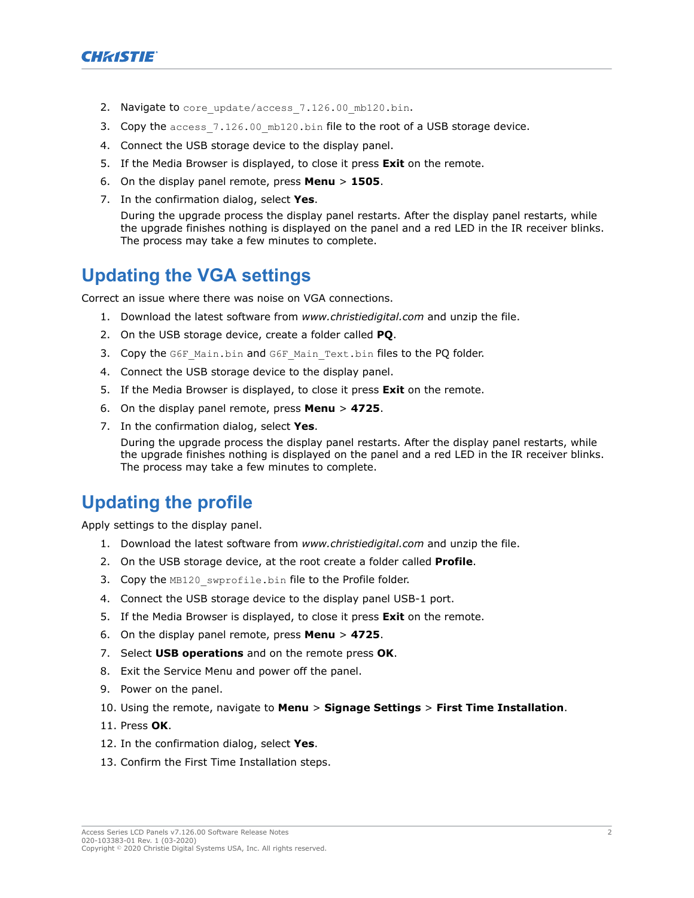2. Navigate to `core_update/access_7.126.00_mb120.bin`.
3. Copy the `access_7.126.00_mb120.bin` file to the root of a USB storage device.
4. Connect the USB storage device to the display panel.
5. If the Media Browser is displayed, to close it press **Exit** on the remote.
6. On the display panel remote, press **Menu** > **1505**.
7. In the confirmation dialog, select **Yes**.

   During the upgrade process the display panel restarts. After the display panel restarts, while the upgrade finishes nothing is displayed on the panel and a red LED in the IR receiver blinks. The process may take a few minutes to complete.

## Updating the VGA settings

Correct an issue where there was noise on VGA connections.

1. Download the latest software from *www.christiedigital.com* and unzip the file.
2. On the USB storage device, create a folder called **PQ**.
3. Copy the `G6F_Main.bin` and `G6F_Main_Text.bin` files to the PQ folder.
4. Connect the USB storage device to the display panel.
5. If the Media Browser is displayed, to close it press **Exit** on the remote.
6. On the display panel remote, press **Menu** > **4725**.
7. In the confirmation dialog, select **Yes**.

   During the upgrade process the display panel restarts. After the display panel restarts, while the upgrade finishes nothing is displayed on the panel and a red LED in the IR receiver blinks. The process may take a few minutes to complete.

## Updating the profile

Apply settings to the display panel.

1. Download the latest software from *www.christiedigital.com* and unzip the file.
2. On the USB storage device, at the root create a folder called **Profile**.
3. Copy the `MB120_swprofile.bin` file to the Profile folder.
4. Connect the USB storage device to the display panel USB-1 port.
5. If the Media Browser is displayed, to close it press **Exit** on the remote.
6. On the display panel remote, press **Menu** > **4725**.
7. Select **USB operations** and on the remote press **OK**.
8. Exit the Service Menu and power off the panel.
9. Power on the panel.
10. Using the remote, navigate to **Menu** > **Signage Settings** > **First Time Installation**.
11. Press **OK**.
12. In the confirmation dialog, select **Yes**.
13. Confirm the First Time Installation steps.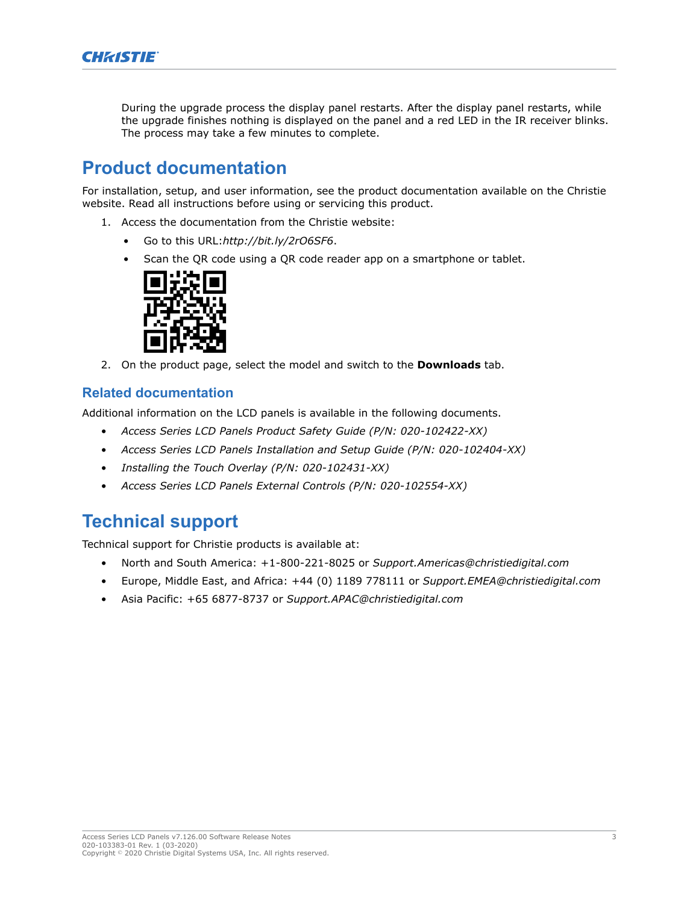During the upgrade process the display panel restarts. After the display panel restarts, while the upgrade finishes nothing is displayed on the panel and a red LED in the IR receiver blinks. The process may take a few minutes to complete.

# Product documentation

For installation, setup, and user information, see the product documentation available on the Christie website. Read all instructions before using or servicing this product.

1. Access the documentation from the Christie website:
   - Go to this URL:*http://bit.ly/2rO6SF6*.
   - Scan the QR code using a QR code reader app on a smartphone or tablet.
2. On the product page, select the model and switch to the **Downloads** tab.

## Related documentation

Additional information on the LCD panels is available in the following documents.

- *Access Series LCD Panels Product Safety Guide (P/N: 020-102422-XX)*
- *Access Series LCD Panels Installation and Setup Guide (P/N: 020-102404-XX)*
- *Installing the Touch Overlay (P/N: 020-102431-XX)*
- *Access Series LCD Panels External Controls (P/N: 020-102554-XX)*

# Technical support

Technical support for Christie products is available at:

- North and South America: +1-800-221-8025 or *Support.Americas@christiedigital.com*
- Europe, Middle East, and Africa: +44 (0) 1189 778111 or *Support.EMEA@christiedigital.com*
- Asia Pacific: +65 6877-8737 or *Support.APAC@christiedigital.com*